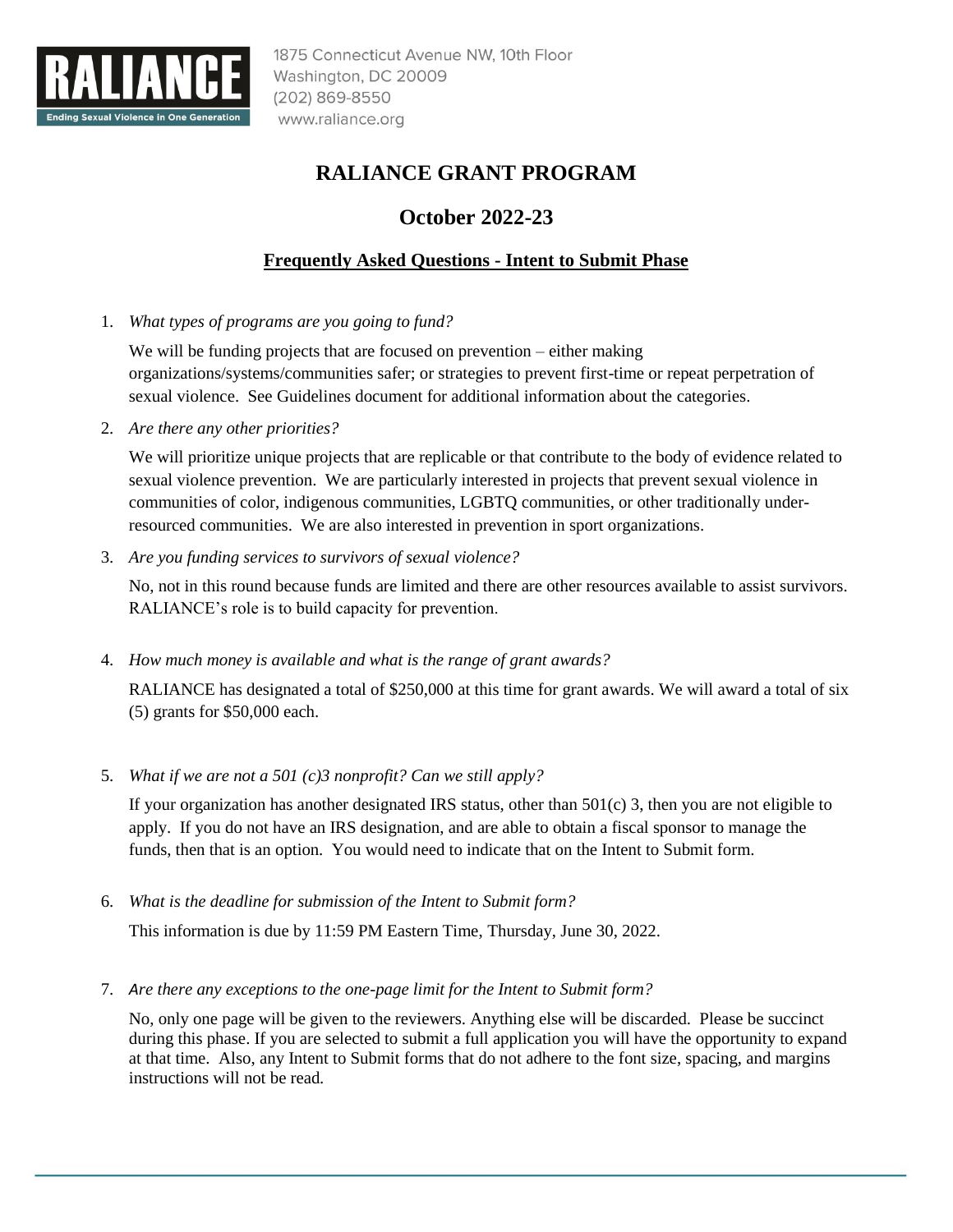RALIANCE

Ending Sexual Violence in One Generation

1875 Connecticut Avenue NW, 10th Floor
Washington, DC 20009
(202) 869-8550
www.raliance.org

# RALIANCE GRANT PROGRAM

## October 2022-23

### Frequently Asked Questions - Intent to Submit Phase

1. *What types of programs are you going to fund?*

   We will be funding projects that are focused on prevention – either making organizations/systems/communities safer; or strategies to prevent first-time or repeat perpetration of sexual violence. See Guidelines document for additional information about the categories.

2. *Are there any other priorities?*

   We will prioritize unique projects that are replicable or that contribute to the body of evidence related to sexual violence prevention. We are particularly interested in projects that prevent sexual violence in communities of color, indigenous communities, LGBTQ communities, or other traditionally under-resourced communities. We are also interested in prevention in sport organizations.

3. *Are you funding services to survivors of sexual violence?*

   No, not in this round because funds are limited and there are other resources available to assist survivors. RALIANCE's role is to build capacity for prevention.

4. *How much money is available and what is the range of grant awards?*

   RALIANCE has designated a total of $250,000 at this time for grant awards. We will award a total of six (5) grants for $50,000 each.

5. *What if we are not a 501 (c)3 nonprofit? Can we still apply?*

   If your organization has another designated IRS status, other than 501(c) 3, then you are not eligible to apply. If you do not have an IRS designation, and are able to obtain a fiscal sponsor to manage the funds, then that is an option. You would need to indicate that on the Intent to Submit form.

6. *What is the deadline for submission of the Intent to Submit form?*

   This information is due by 11:59 PM Eastern Time, Thursday, June 30, 2022.

7. *Are there any exceptions to the one-page limit for the Intent to Submit form?*

   No, only one page will be given to the reviewers. Anything else will be discarded. Please be succinct during this phase. If you are selected to submit a full application you will have the opportunity to expand at that time. Also, any Intent to Submit forms that do not adhere to the font size, spacing, and margins instructions will not be read.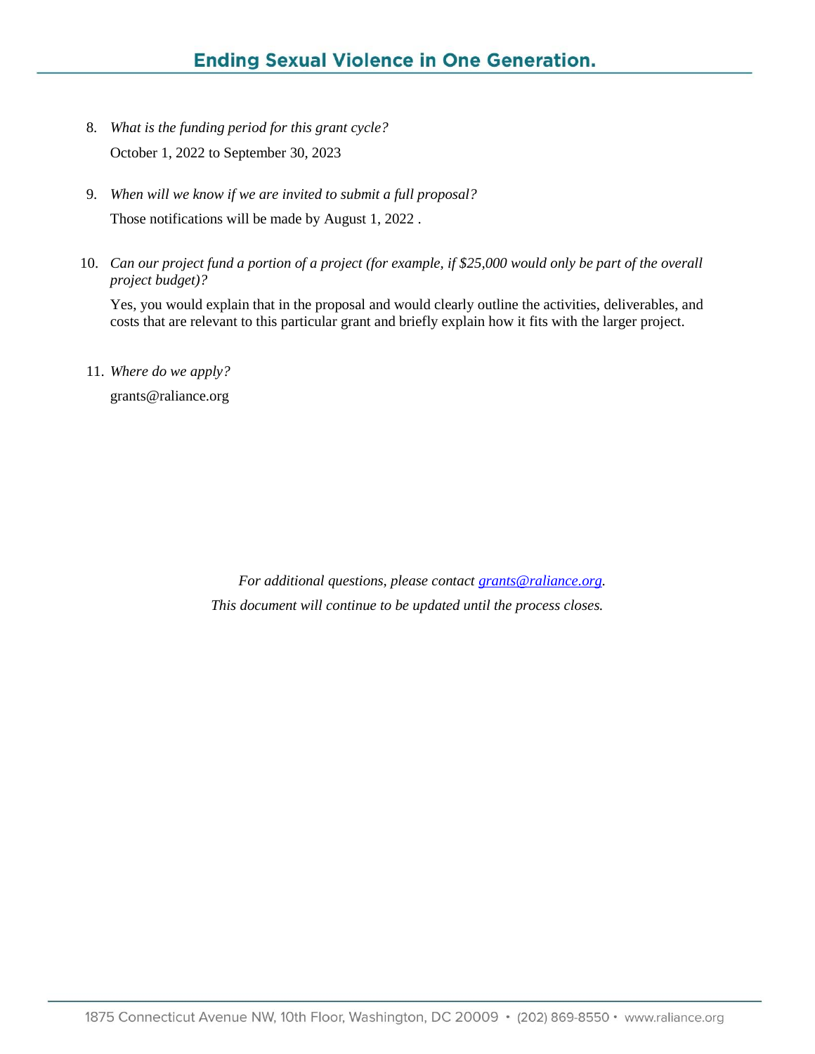8. *What is the funding period for this grant cycle?*

   October 1, 2022 to September 30, 2023

9. *When will we know if we are invited to submit a full proposal?*

   Those notifications will be made by August 1, 2022 .

10. *Can our project fund a portion of a project (for example, if $25,000 would only be part of the overall project budget)?*

    Yes, you would explain that in the proposal and would clearly outline the activities, deliverables, and costs that are relevant to this particular grant and briefly explain how it fits with the larger project.

11. *Where do we apply?*

    grants@raliance.org

*For additional questions, please contact [grants@raliance.org](mailto:grants@raliance.org).*

*This document will continue to be updated until the process closes.*